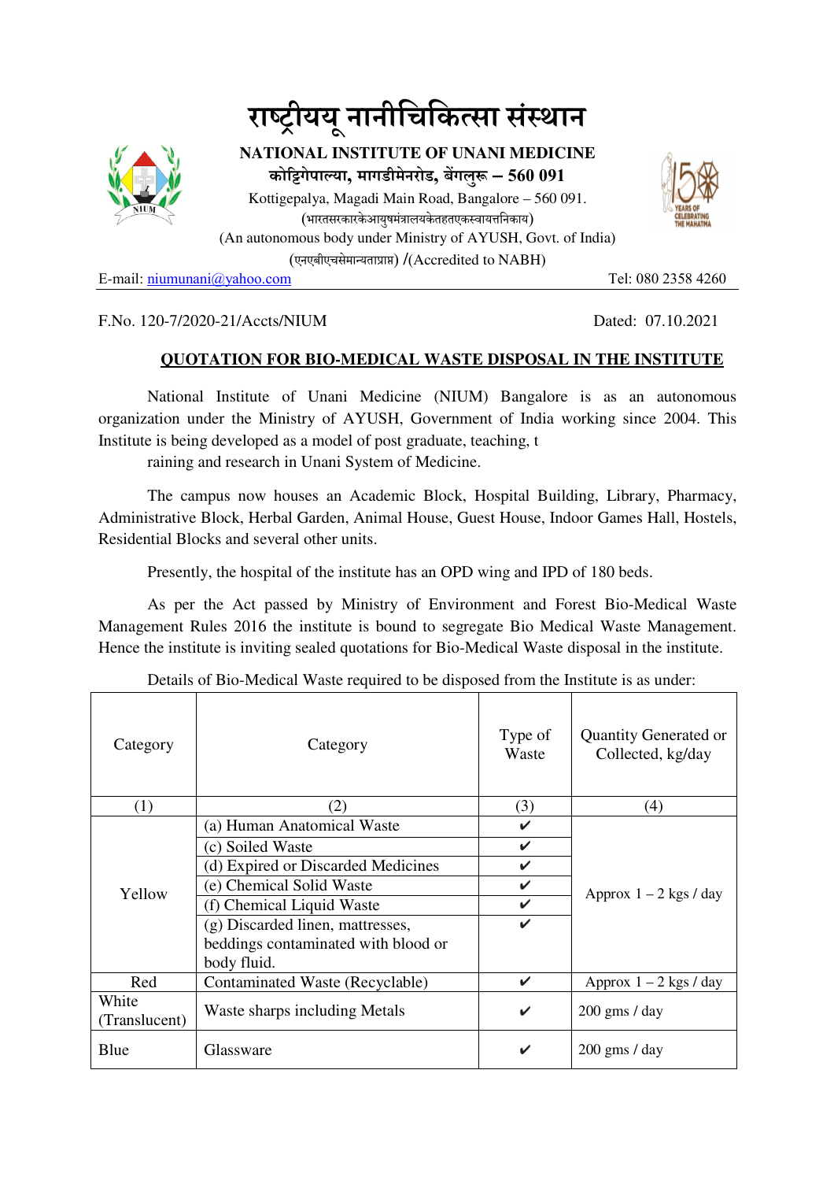# राष्ट्रीययू नानीचिकित्सा संस्थान

**NATIONAL INSTITUTE OF UNANI MEDICINE**

**कोट्टिगेपाल्या, मागडीमेनरोड, बेंगलुरू – 560 091**

Kottigepalya, Magadi Main Road, Bangalore – 560 091.

(भारतसरकारकेआयुषमंत्रालयकेतहतएकस्वायत्तनिकाय)

(An autonomous body under Ministry of AYUSH, Govt. of India)

(एनएबीएचसेमान्यताप्राप्त) /(Accredited to NABH)

E-mail: niumunani@yahoo.com　　　　Tel: 080 2358 4260

---

F.No. 120-7/2020-21/Accts/NIUM　　　　Dated: 07.10.2021

**QUOTATION FOR BIO-MEDICAL WASTE DISPOSAL IN THE INSTITUTE**

National Institute of Unani Medicine (NIUM) Bangalore is as an autonomous organization under the Ministry of AYUSH, Government of India working since 2004. This Institute is being developed as a model of post graduate, teaching, t
raining and research in Unani System of Medicine.

The campus now houses an Academic Block, Hospital Building, Library, Pharmacy, Administrative Block, Herbal Garden, Animal House, Guest House, Indoor Games Hall, Hostels, Residential Blocks and several other units.

Presently, the hospital of the institute has an OPD wing and IPD of 180 beds.

As per the Act passed by Ministry of Environment and Forest Bio-Medical Waste Management Rules 2016 the institute is bound to segregate Bio Medical Waste Management. Hence the institute is inviting sealed quotations for Bio-Medical Waste disposal in the institute.

Details of Bio-Medical Waste required to be disposed from the Institute is as under:

| Category | Category | Type of Waste | Quantity Generated or Collected, kg/day |
|---|---|---|---|
| (1) | (2) | (3) | (4) |
| Yellow | (a) Human Anatomical Waste | ✔ | Approx 1 – 2 kgs / day |
| | (c) Soiled Waste | ✔ | |
| | (d) Expired or Discarded Medicines | ✔ | |
| | (e) Chemical Solid Waste | ✔ | |
| | (f) Chemical Liquid Waste | ✔ | |
| | (g) Discarded linen, mattresses, beddings contaminated with blood or body fluid. | ✔ | |
| Red | Contaminated Waste (Recyclable) | ✔ | Approx 1 – 2 kgs / day |
| White (Translucent) | Waste sharps including Metals | ✔ | 200 gms / day |
| Blue | Glassware | ✔ | 200 gms / day |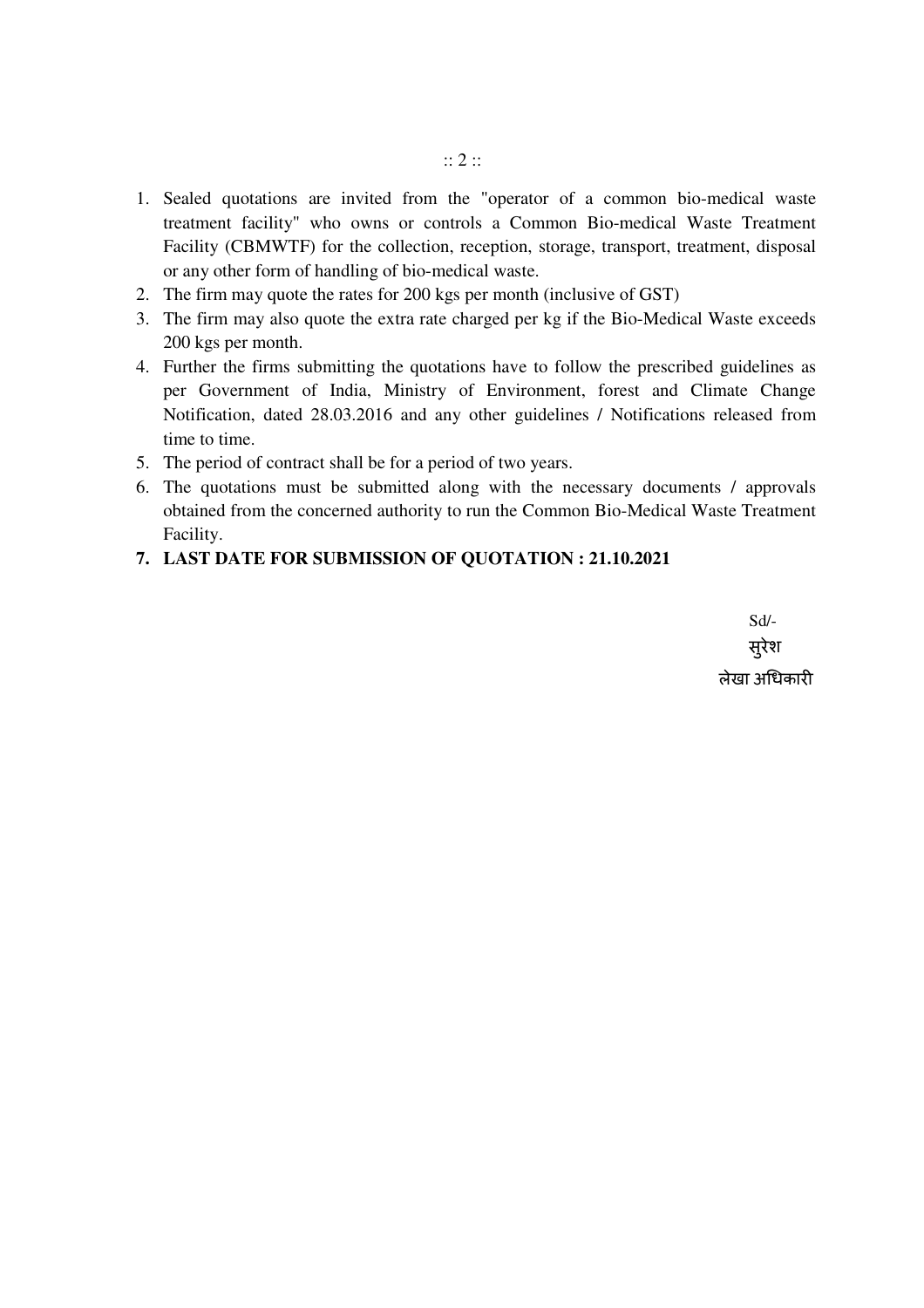1. Sealed quotations are invited from the "operator of a common bio-medical waste treatment facility" who owns or controls a Common Bio-medical Waste Treatment Facility (CBMWTF) for the collection, reception, storage, transport, treatment, disposal or any other form of handling of bio-medical waste.
2. The firm may quote the rates for 200 kgs per month (inclusive of GST)
3. The firm may also quote the extra rate charged per kg if the Bio-Medical Waste exceeds 200 kgs per month.
4. Further the firms submitting the quotations have to follow the prescribed guidelines as per Government of India, Ministry of Environment, forest and Climate Change Notification, dated 28.03.2016 and any other guidelines / Notifications released from time to time.
5. The period of contract shall be for a period of two years.
6. The quotations must be submitted along with the necessary documents / approvals obtained from the concerned authority to run the Common Bio-Medical Waste Treatment Facility.
7. **LAST DATE FOR SUBMISSION OF QUOTATION : 21.10.2021**

Sd/-

सुरेश

लेखा अधिकारी